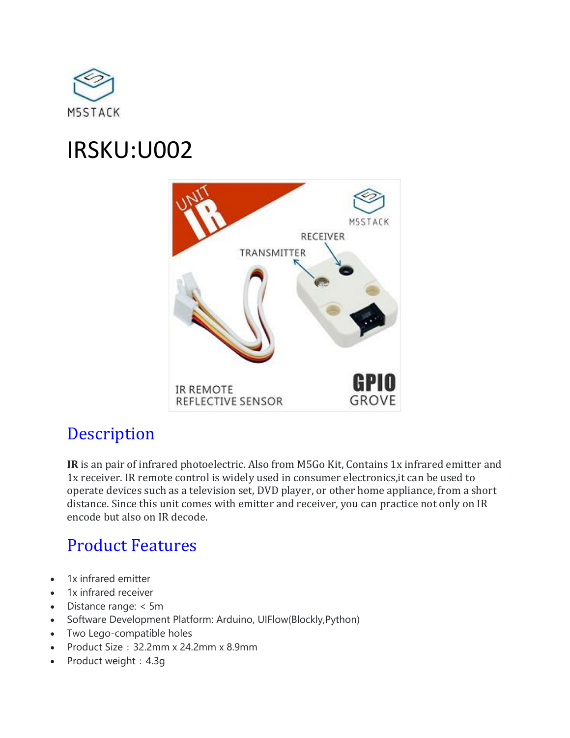# IRSKU:U002

## Description

**IR** is an pair of infrared photoelectric. Also from M5Go Kit, Contains 1x infrared emitter and 1x receiver. IR remote control is widely used in consumer electronics,it can be used to operate devices such as a television set, DVD player, or other home appliance, from a short distance. Since this unit comes with emitter and receiver, you can practice not only on IR encode but also on IR decode.

## Product Features

- 1x infrared emitter
- 1x infrared receiver
- Distance range: < 5m
- Software Development Platform: Arduino, UIFlow(Blockly,Python)
- Two Lego-compatible holes
- Product Size：32.2mm x 24.2mm x 8.9mm
- Product weight：4.3g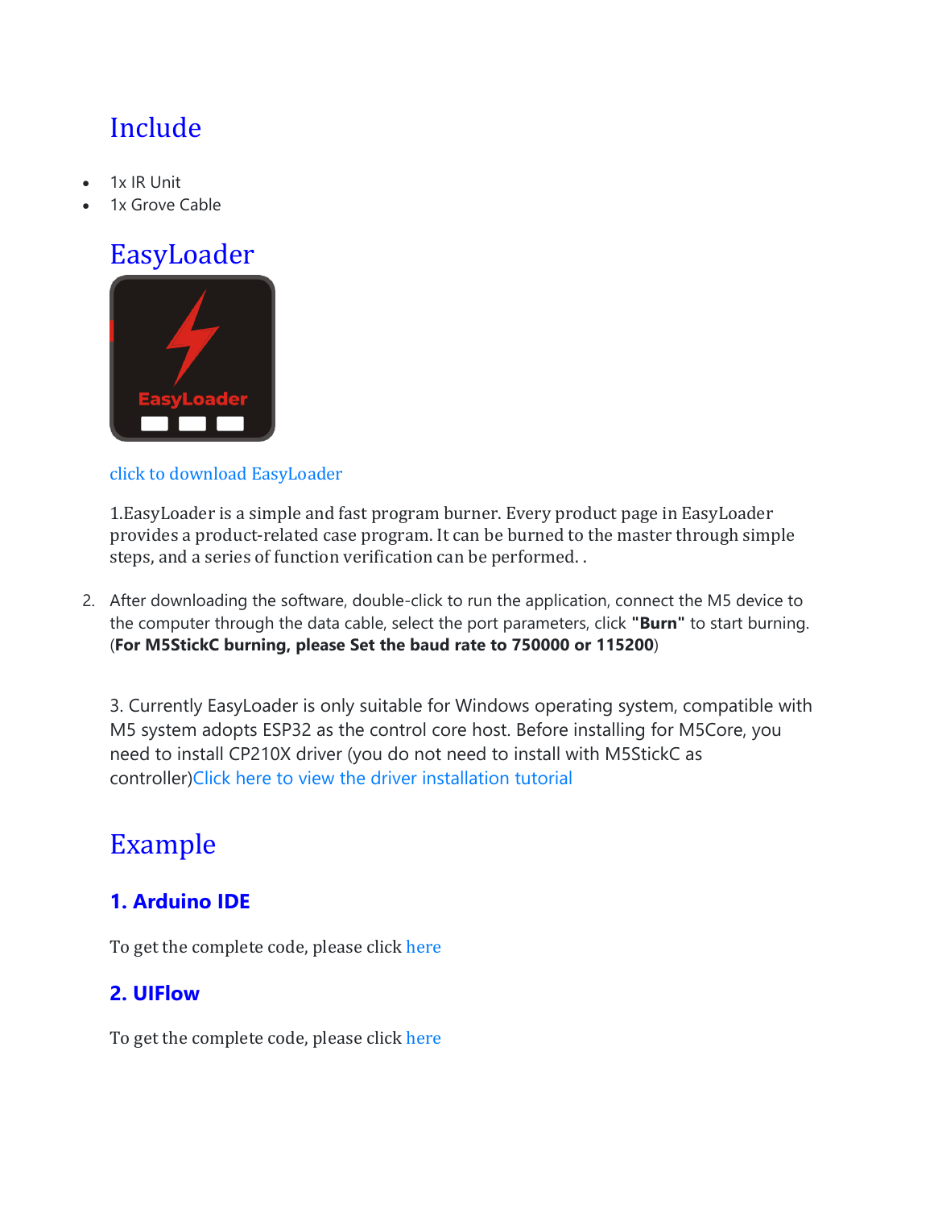## Include

- 1x IR Unit
- 1x Grove Cable

## EasyLoader

click to download EasyLoader

1.EasyLoader is a simple and fast program burner. Every product page in EasyLoader provides a product-related case program. It can be burned to the master through simple steps, and a series of function verification can be performed. .

2. After downloading the software, double-click to run the application, connect the M5 device to the computer through the data cable, select the port parameters, click **"Burn"** to start burning. (**For M5StickC burning, please Set the baud rate to 750000 or 115200**)

3. Currently EasyLoader is only suitable for Windows operating system, compatible with M5 system adopts ESP32 as the control core host. Before installing for M5Core, you need to install CP210X driver (you do not need to install with M5StickC as controller)Click here to view the driver installation tutorial

## Example

### 1. Arduino IDE

To get the complete code, please click here

### 2. UIFlow

To get the complete code, please click here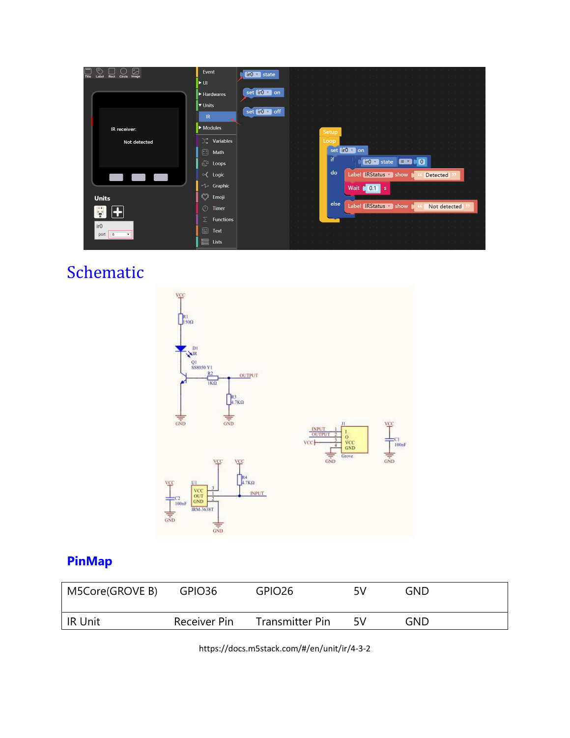## Schematic

## PinMap

| | | | | |
|---|---|---|---|---|
| M5Core(GROVE B) | GPIO36 | GPIO26 | 5V | GND |
| IR Unit | Receiver Pin | Transmitter Pin | 5V | GND |

https://docs.m5stack.com/#/en/unit/ir/4-3-2